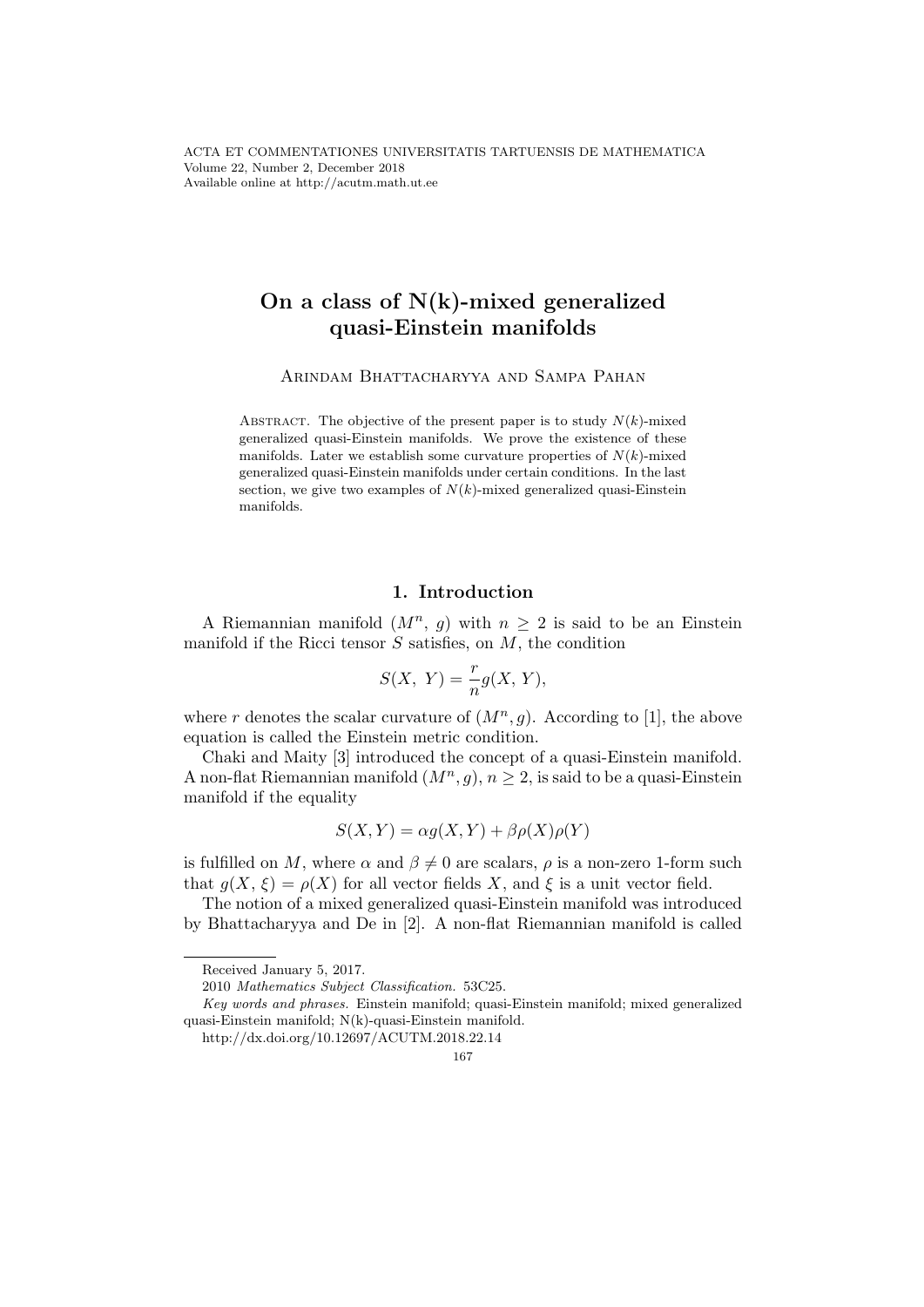ACTA ET COMMENTATIONES UNIVERSITATIS TARTUENSIS DE MATHEMATICA
Volume 22, Number 2, December 2018
Available online at http://acutm.math.ut.ee

# On a class of N(k)-mixed generalized quasi-Einstein manifolds

Arindam Bhattacharyya and Sampa Pahan

Abstract. The objective of the present paper is to study $N(k)$-mixed generalized quasi-Einstein manifolds. We prove the existence of these manifolds. Later we establish some curvature properties of $N(k)$-mixed generalized quasi-Einstein manifolds under certain conditions. In the last section, we give two examples of $N(k)$-mixed generalized quasi-Einstein manifolds.

## 1. Introduction

A Riemannian manifold $(M^n, g)$ with $n \geq 2$ is said to be an Einstein manifold if the Ricci tensor $S$ satisfies, on $M$, the condition

$$S(X, Y) = \frac{r}{n} g(X, Y),$$

where $r$ denotes the scalar curvature of $(M^n, g)$. According to [1], the above equation is called the Einstein metric condition.

Chaki and Maity [3] introduced the concept of a quasi-Einstein manifold. A non-flat Riemannian manifold $(M^n, g)$, $n \geq 2$, is said to be a quasi-Einstein manifold if the equality

$$S(X, Y) = \alpha g(X, Y) + \beta \rho(X)\rho(Y)$$

is fulfilled on $M$, where $\alpha$ and $\beta \neq 0$ are scalars, $\rho$ is a non-zero 1-form such that $g(X, \xi) = \rho(X)$ for all vector fields $X$, and $\xi$ is a unit vector field.

The notion of a mixed generalized quasi-Einstein manifold was introduced by Bhattacharyya and De in [2]. A non-flat Riemannian manifold is called

---

Received January 5, 2017.

2010 *Mathematics Subject Classification.* 53C25.

*Key words and phrases.* Einstein manifold; quasi-Einstein manifold; mixed generalized quasi-Einstein manifold; N(k)-quasi-Einstein manifold.

http://dx.doi.org/10.12697/ACUTM.2018.22.14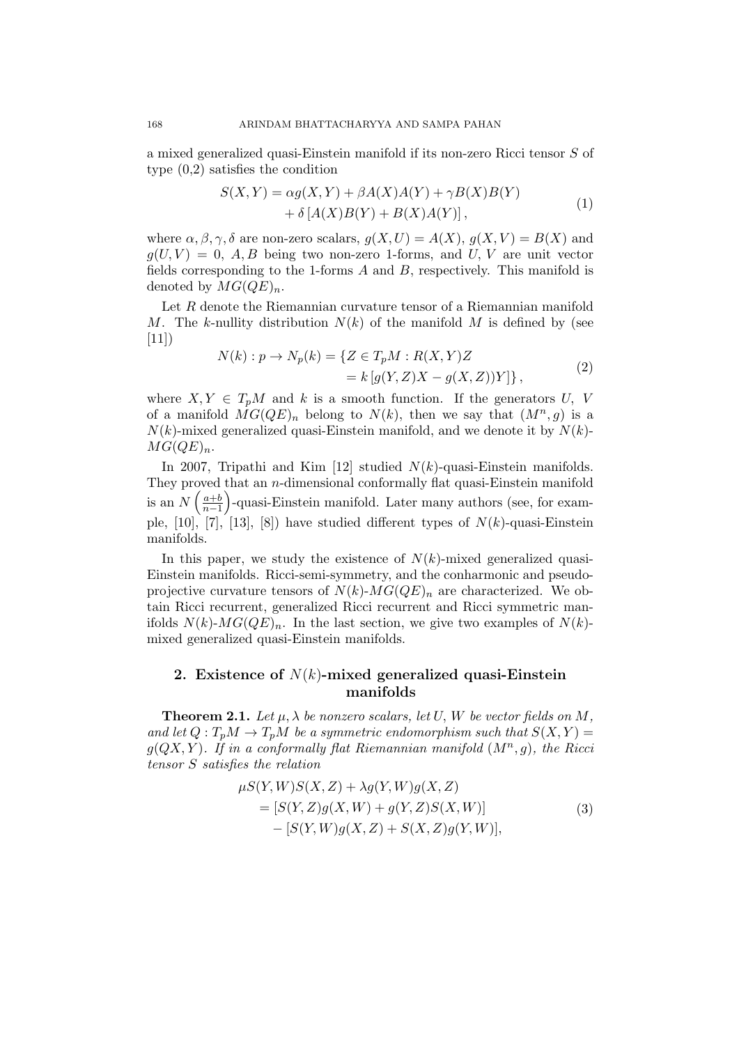a mixed generalized quasi-Einstein manifold if its non-zero Ricci tensor $S$ of type (0,2) satisfies the condition

$$S(X,Y) = \alpha g(X,Y) + \beta A(X)A(Y) + \gamma B(X)B(Y) + \delta\left[A(X)B(Y) + B(X)A(Y)\right], \tag{1}$$

where $\alpha, \beta, \gamma, \delta$ are non-zero scalars, $g(X,U) = A(X)$, $g(X,V) = B(X)$ and $g(U,V) = 0$, $A, B$ being two non-zero 1-forms, and $U$, $V$ are unit vector fields corresponding to the 1-forms $A$ and $B$, respectively. This manifold is denoted by $MG(QE)_n$.

Let $R$ denote the Riemannian curvature tensor of a Riemannian manifold $M$. The $k$-nullity distribution $N(k)$ of the manifold $M$ is defined by (see [11])

$$N(k) : p \to N_p(k) = \{Z \in T_pM : R(X,Y)Z = k\left[g(Y,Z)X - g(X,Z))Y\right]\}, \tag{2}$$

where $X, Y \in T_pM$ and $k$ is a smooth function. If the generators $U$, $V$ of a manifold $MG(QE)_n$ belong to $N(k)$, then we say that $(M^n, g)$ is a $N(k)$-mixed generalized quasi-Einstein manifold, and we denote it by $N(k)$-$MG(QE)_n$.

In 2007, Tripathi and Kim [12] studied $N(k)$-quasi-Einstein manifolds. They proved that an $n$-dimensional conformally flat quasi-Einstein manifold is an $N\left(\frac{a+b}{n-1}\right)$-quasi-Einstein manifold. Later many authors (see, for example, [10], [7], [13], [8]) have studied different types of $N(k)$-quasi-Einstein manifolds.

In this paper, we study the existence of $N(k)$-mixed generalized quasi-Einstein manifolds. Ricci-semi-symmetry, and the conharmonic and pseudo-projective curvature tensors of $N(k)$-$MG(QE)_n$ are characterized. We obtain Ricci recurrent, generalized Ricci recurrent and Ricci symmetric manifolds $N(k)$-$MG(QE)_n$. In the last section, we give two examples of $N(k)$-mixed generalized quasi-Einstein manifolds.

## 2. Existence of $N(k)$-mixed generalized quasi-Einstein manifolds

**Theorem 2.1.** *Let $\mu, \lambda$ be nonzero scalars, let $U$, $W$ be vector fields on $M$, and let $Q : T_pM \to T_pM$ be a symmetric endomorphism such that $S(X,Y) = g(QX,Y)$. If in a conformally flat Riemannian manifold $(M^n, g)$, the Ricci tensor $S$ satisfies the relation*

$$\begin{aligned}\mu S(Y,W)S(X,Z) + \lambda g(Y,W)g(X,Z) &= [S(Y,Z)g(X,W) + g(Y,Z)S(X,W)] \\ &\quad - [S(Y,W)g(X,Z) + S(X,Z)g(Y,W)],\end{aligned} \tag{3}$$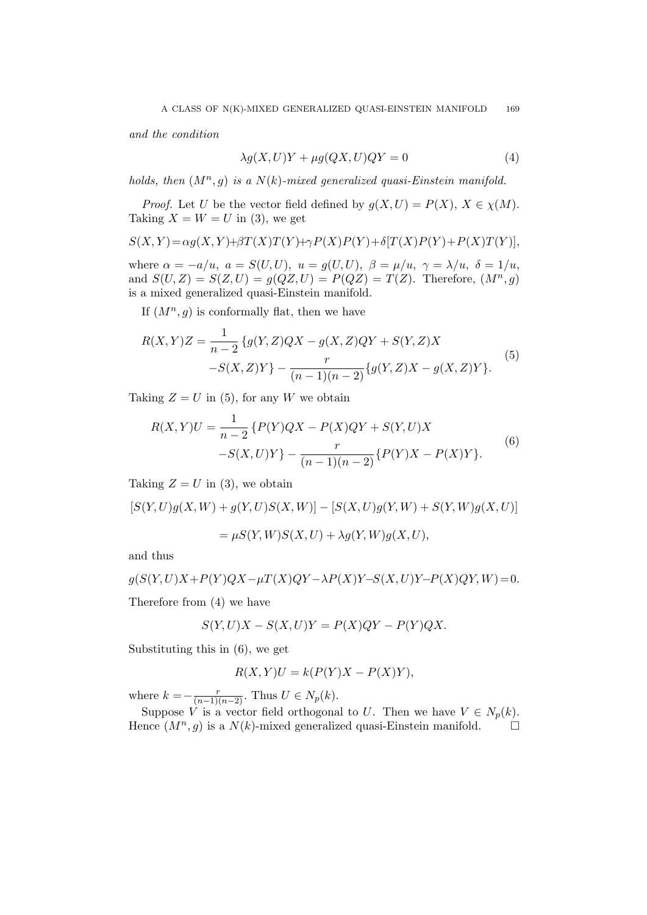*and the condition*

$$\lambda g(X,U)Y + \mu g(QX,U)QY = 0 \tag{4}$$

*holds, then $(M^n, g)$ is a $N(k)$-mixed generalized quasi-Einstein manifold.*

*Proof.* Let $U$ be the vector field defined by $g(X,U) = P(X)$, $X \in \chi(M)$. Taking $X = W = U$ in (3), we get

$$S(X,Y) = \alpha g(X,Y) + \beta T(X)T(Y) + \gamma P(X)P(Y) + \delta[T(X)P(Y) + P(X)T(Y)],$$

where $\alpha = -a/u$, $a = S(U,U)$, $u = g(U,U)$, $\beta = \mu/u$, $\gamma = \lambda/u$, $\delta = 1/u$, and $S(U,Z) = S(Z,U) = g(QZ,U) = P(QZ) = T(Z)$. Therefore, $(M^n, g)$ is a mixed generalized quasi-Einstein manifold.

If $(M^n, g)$ is conformally flat, then we have

$$\begin{aligned} R(X,Y)Z = \frac{1}{n-2}\{&g(Y,Z)QX - g(X,Z)QY + S(Y,Z)X \\ &-S(X,Z)Y\} - \frac{r}{(n-1)(n-2)}\{g(Y,Z)X - g(X,Z)Y\}. \end{aligned} \tag{5}$$

Taking $Z = U$ in (5), for any $W$ we obtain

$$\begin{aligned} R(X,Y)U = \frac{1}{n-2}\{&P(Y)QX - P(X)QY + S(Y,U)X \\ &-S(X,U)Y\} - \frac{r}{(n-1)(n-2)}\{P(Y)X - P(X)Y\}. \end{aligned} \tag{6}$$

Taking $Z = U$ in (3), we obtain

$$[S(Y,U)g(X,W) + g(Y,U)S(X,W)] - [S(X,U)g(Y,W) + S(Y,W)g(X,U)]$$

$$= \mu S(Y,W)S(X,U) + \lambda g(Y,W)g(X,U),$$

and thus

$$g(S(Y,U)X + P(Y)QX - \mu T(X)QY - \lambda P(X)Y - S(X,U)Y - P(X)QY, W) = 0.$$

Therefore from (4) we have

$$S(Y,U)X - S(X,U)Y = P(X)QY - P(Y)QX.$$

Substituting this in (6), we get

$$R(X,Y)U = k(P(Y)X - P(X)Y),$$

where $k = -\frac{r}{(n-1)(n-2)}$. Thus $U \in N_p(k)$.

Suppose $V$ is a vector field orthogonal to $U$. Then we have $V \in N_p(k)$. Hence $(M^n, g)$ is a $N(k)$-mixed generalized quasi-Einstein manifold. □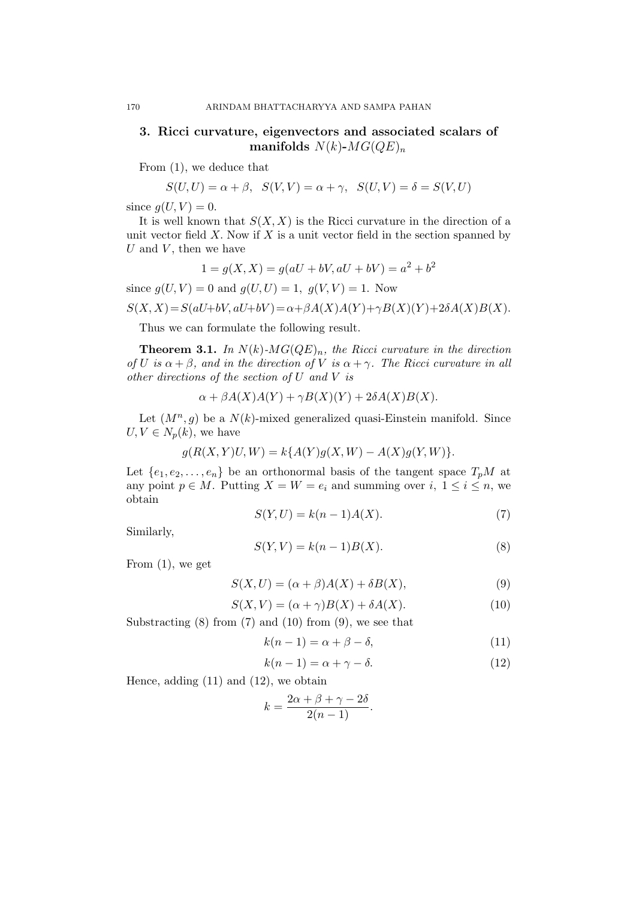## 3. Ricci curvature, eigenvectors and associated scalars of manifolds $N(k)$-$MG(QE)_n$

From (1), we deduce that

$$S(U,U) = \alpha + \beta, \quad S(V,V) = \alpha + \gamma, \quad S(U,V) = \delta = S(V,U)$$

since $g(U,V) = 0$.

It is well known that $S(X,X)$ is the Ricci curvature in the direction of a unit vector field $X$. Now if $X$ is a unit vector field in the section spanned by $U$ and $V$, then we have

$$1 = g(X,X) = g(aU + bV, aU + bV) = a^2 + b^2$$

since $g(U,V) = 0$ and $g(U,U) = 1,\ g(V,V) = 1$. Now

$$S(X,X) = S(aU+bV, aU+bV) = \alpha + \beta A(X)A(Y) + \gamma B(X)(Y) + 2\delta A(X)B(X).$$

Thus we can formulate the following result.

**Theorem 3.1.** *In $N(k)$-$MG(QE)_n$, the Ricci curvature in the direction of $U$ is $\alpha + \beta$, and in the direction of $V$ is $\alpha + \gamma$. The Ricci curvature in all other directions of the section of $U$ and $V$ is*

$$\alpha + \beta A(X)A(Y) + \gamma B(X)(Y) + 2\delta A(X)B(X).$$

Let $(M^n, g)$ be a $N(k)$-mixed generalized quasi-Einstein manifold. Since $U, V \in N_p(k)$, we have

$$g(R(X,Y)U, W) = k\{A(Y)g(X,W) - A(X)g(Y,W)\}.$$

Let $\{e_1, e_2, \ldots, e_n\}$ be an orthonormal basis of the tangent space $T_pM$ at any point $p \in M$. Putting $X = W = e_i$ and summing over $i,\ 1 \leq i \leq n$, we obtain

$$S(Y,U) = k(n-1)A(X). \tag{7}$$

Similarly,

$$S(Y,V) = k(n-1)B(X). \tag{8}$$

From (1), we get

$$S(X,U) = (\alpha + \beta)A(X) + \delta B(X), \tag{9}$$

$$S(X,V) = (\alpha + \gamma)B(X) + \delta A(X). \tag{10}$$

Substracting (8) from (7) and (10) from (9), we see that

$$k(n-1) = \alpha + \beta - \delta, \tag{11}$$

$$k(n-1) = \alpha + \gamma - \delta. \tag{12}$$

Hence, adding (11) and (12), we obtain

$$k = \frac{2\alpha + \beta + \gamma - 2\delta}{2(n-1)}.$$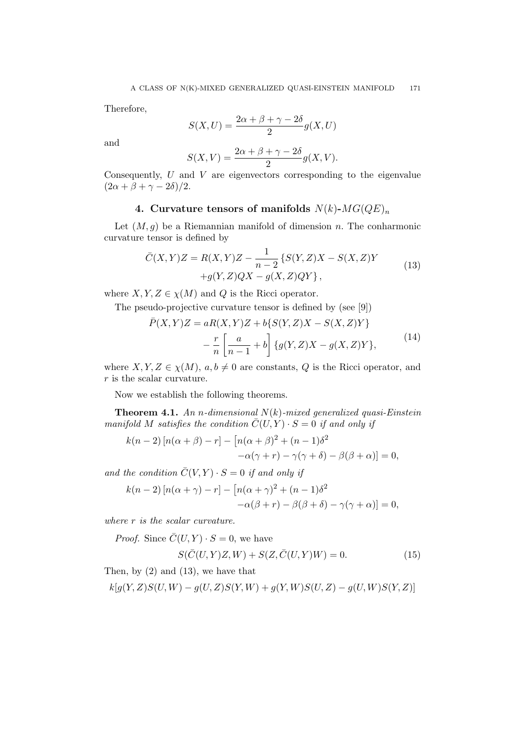Therefore,

$$S(X,U) = \frac{2\alpha + \beta + \gamma - 2\delta}{2} g(X,U)$$

and

$$S(X,V) = \frac{2\alpha + \beta + \gamma - 2\delta}{2} g(X,V).$$

Consequently, $U$ and $V$ are eigenvectors corresponding to the eigenvalue $(2\alpha + \beta + \gamma - 2\delta)/2$.

## 4. Curvature tensors of manifolds $N(k)$-$MG(QE)_n$

Let $(M,g)$ be a Riemannian manifold of dimension $n$. The conharmonic curvature tensor is defined by

$$\begin{aligned} \bar{C}(X,Y)Z = R(X,Y)Z - \frac{1}{n-2}\{S(Y,Z)X - S(X,Z)Y \\ + g(Y,Z)QX - g(X,Z)QY\}, \end{aligned} \tag{13}$$

where $X, Y, Z \in \chi(M)$ and $Q$ is the Ricci operator.

The pseudo-projective curvature tensor is defined by (see [9])

$$\begin{aligned} \bar{P}(X,Y)Z = aR(X,Y)Z + b\{S(Y,Z)X - S(X,Z)Y\} \\ - \frac{r}{n}\left[\frac{a}{n-1} + b\right]\{g(Y,Z)X - g(X,Z)Y\}, \end{aligned} \tag{14}$$

where $X, Y, Z \in \chi(M)$, $a, b \neq 0$ are constants, $Q$ is the Ricci operator, and $r$ is the scalar curvature.

Now we establish the following theorems.

**Theorem 4.1.** *An $n$-dimensional $N(k)$-mixed generalized quasi-Einstein manifold $M$ satisfies the condition $\bar{C}(U,Y) \cdot S = 0$ if and only if*

$$\begin{aligned} k(n-2)\left[n(\alpha+\beta) - r\right] - \big[n(\alpha+\beta)^2 + (n-1)\delta^2 \\ - \alpha(\gamma + r) - \gamma(\gamma+\delta) - \beta(\beta+\alpha)\big] = 0, \end{aligned}$$

*and the condition $\bar{C}(V,Y) \cdot S = 0$ if and only if*

$$\begin{aligned} k(n-2)\left[n(\alpha+\gamma) - r\right] - \big[n(\alpha+\gamma)^2 + (n-1)\delta^2 \\ - \alpha(\beta + r) - \beta(\beta+\delta) - \gamma(\gamma+\alpha)\big] = 0, \end{aligned}$$

*where $r$ is the scalar curvature.*

*Proof.* Since $\bar{C}(U,Y) \cdot S = 0$, we have

$$S(\bar{C}(U,Y)Z, W) + S(Z, \bar{C}(U,Y)W) = 0. \tag{15}$$

Then, by (2) and (13), we have that

$$k[g(Y,Z)S(U,W) - g(U,Z)S(Y,W) + g(Y,W)S(U,Z) - g(U,W)S(Y,Z)]$$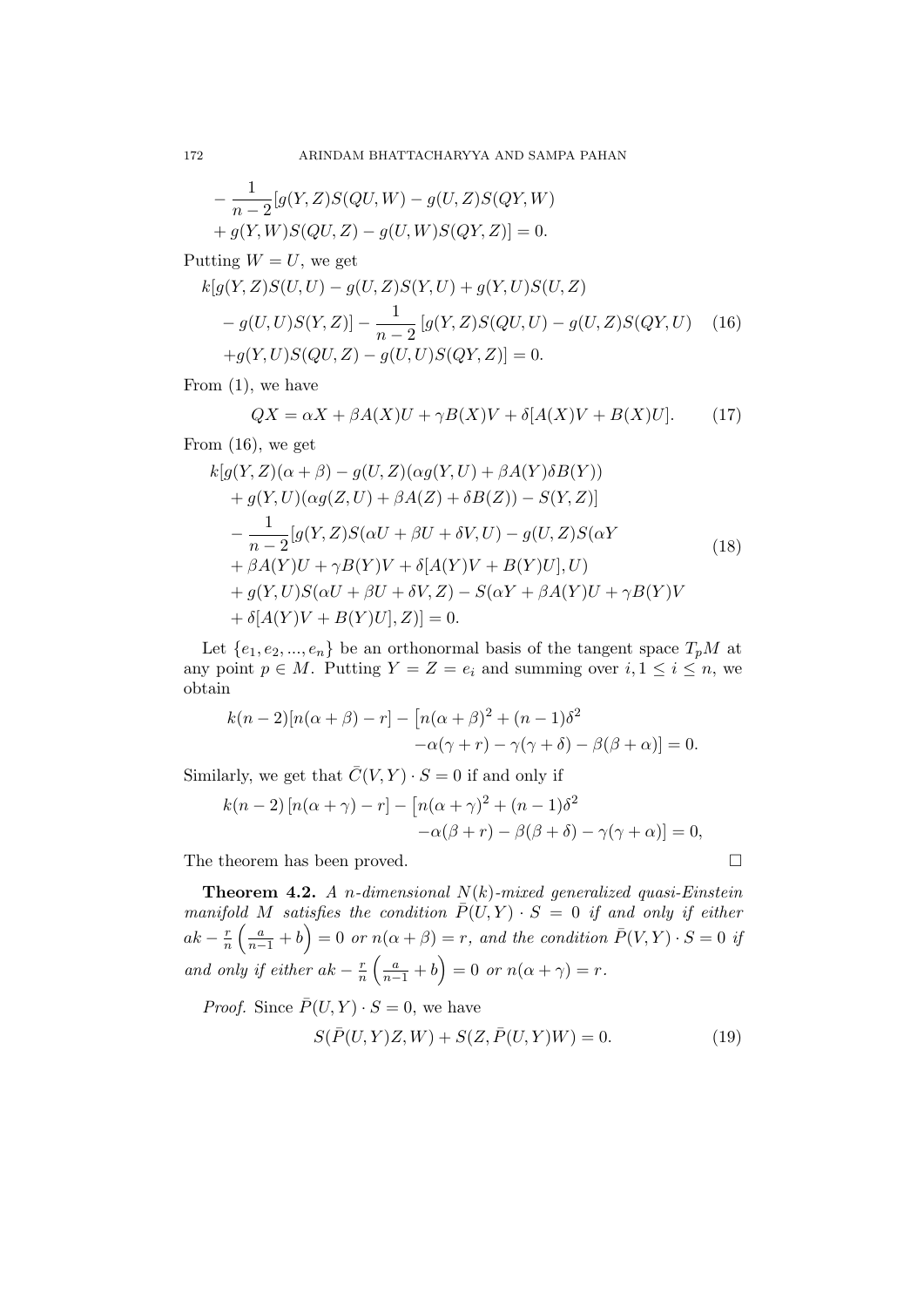$$- \frac{1}{n-2}[g(Y,Z)S(QU,W) - g(U,Z)S(QY,W)$$
$$+ g(Y,W)S(QU,Z) - g(U,W)S(QY,Z)] = 0.$$

Putting $W = U$, we get

$$\begin{aligned}
&k[g(Y,Z)S(U,U) - g(U,Z)S(Y,U) + g(Y,U)S(U,Z) \\
&\quad - g(U,U)S(Y,Z)] - \frac{1}{n-2}\left[g(Y,Z)S(QU,U) - g(U,Z)S(QY,U)\right. \\
&\quad \left. + g(Y,U)S(QU,Z) - g(U,U)S(QY,Z)\right] = 0.
\end{aligned} \tag{16}$$

From (1), we have

$$QX = \alpha X + \beta A(X)U + \gamma B(X)V + \delta[A(X)V + B(X)U]. \tag{17}$$

From (16), we get

$$\begin{aligned}
&k[g(Y,Z)(\alpha + \beta) - g(U,Z)(\alpha g(Y,U) + \beta A(Y)\delta B(Y)) \\
&\quad + g(Y,U)(\alpha g(Z,U) + \beta A(Z) + \delta B(Z)) - S(Y,Z)] \\
&\quad - \frac{1}{n-2}[g(Y,Z)S(\alpha U + \beta U + \delta V, U) - g(U,Z)S(\alpha Y \\
&\quad + \beta A(Y)U + \gamma B(Y)V + \delta[A(Y)V + B(Y)U], U) \\
&\quad + g(Y,U)S(\alpha U + \beta U + \delta V, Z) - S(\alpha Y + \beta A(Y)U + \gamma B(Y)V \\
&\quad + \delta[A(Y)V + B(Y)U], Z)] = 0.
\end{aligned} \tag{18}$$

Let $\{e_1, e_2, ..., e_n\}$ be an orthonormal basis of the tangent space $T_pM$ at any point $p \in M$. Putting $Y = Z = e_i$ and summing over $i, 1 \leq i \leq n$, we obtain

$$\begin{aligned}
k(n-2)[n(\alpha + \beta) - r] - \big[&n(\alpha + \beta)^2 + (n-1)\delta^2 \\
&- \alpha(\gamma + r) - \gamma(\gamma + \delta) - \beta(\beta + \alpha)\big] = 0.
\end{aligned}$$

Similarly, we get that $\bar{C}(V,Y) \cdot S = 0$ if and only if

$$\begin{aligned}
k(n-2)\left[n(\alpha + \gamma) - r\right] - \big[&n(\alpha + \gamma)^2 + (n-1)\delta^2 \\
&- \alpha(\beta + r) - \beta(\beta + \delta) - \gamma(\gamma + \alpha)\big] = 0,
\end{aligned}$$

The theorem has been proved. □

**Theorem 4.2.** *A $n$-dimensional $N(k)$-mixed generalized quasi-Einstein manifold $M$ satisfies the condition $\bar{P}(U,Y) \cdot S = 0$ if and only if either $ak - \frac{r}{n}\left(\frac{a}{n-1} + b\right) = 0$ or $n(\alpha + \beta) = r$, and the condition $\bar{P}(V,Y) \cdot S = 0$ if and only if either $ak - \frac{r}{n}\left(\frac{a}{n-1} + b\right) = 0$ or $n(\alpha + \gamma) = r$.*

*Proof.* Since $\bar{P}(U,Y) \cdot S = 0$, we have

$$S(\bar{P}(U,Y)Z, W) + S(Z, \bar{P}(U,Y)W) = 0. \tag{19}$$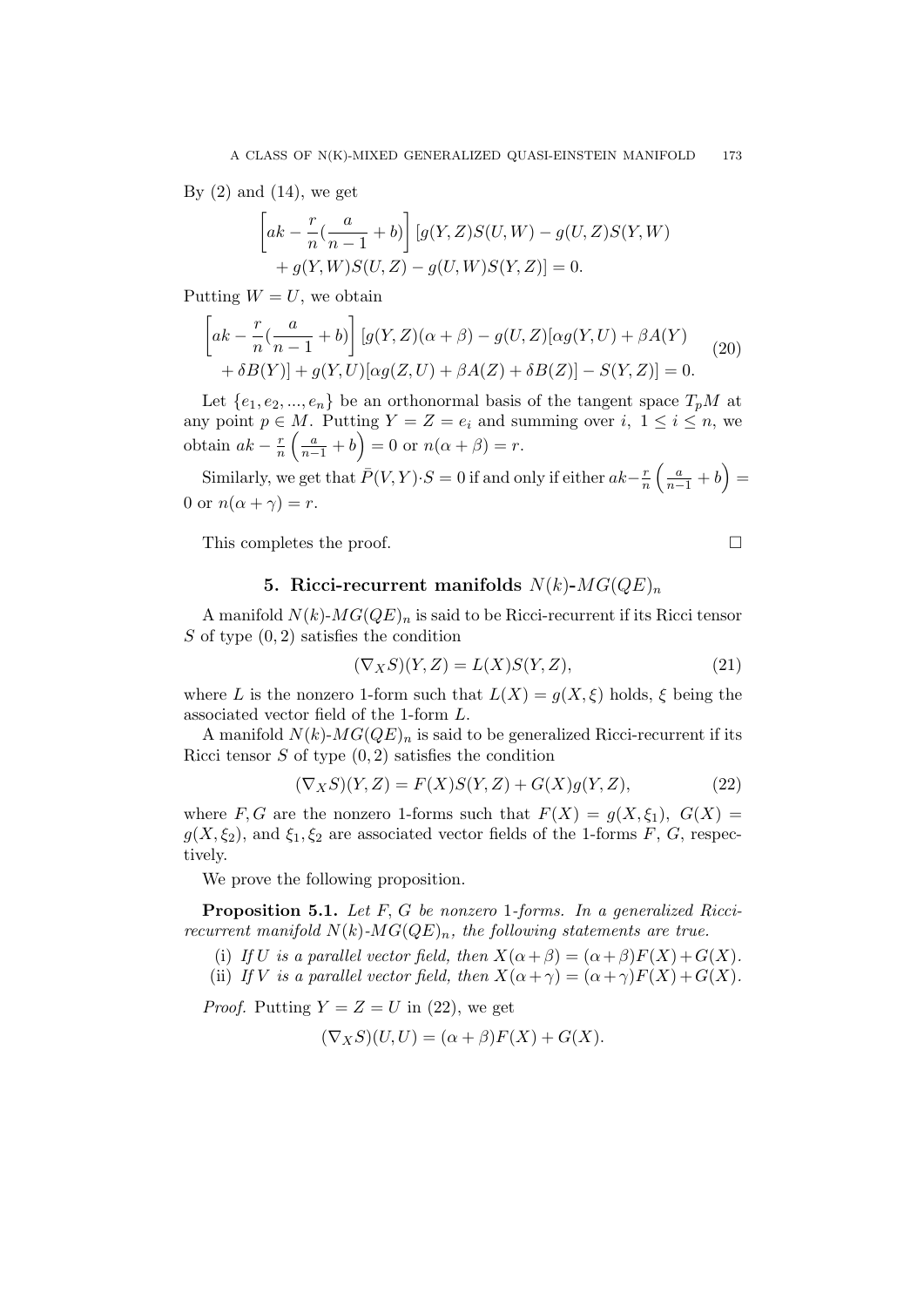By (2) and (14), we get

$$\left[ak - \frac{r}{n}(\frac{a}{n-1} + b)\right][g(Y,Z)S(U,W) - g(U,Z)S(Y,W) + g(Y,W)S(U,Z) - g(U,W)S(Y,Z)] = 0.$$

Putting $W = U$, we obtain

$$\left[ak - \frac{r}{n}(\frac{a}{n-1} + b)\right][g(Y,Z)(\alpha+\beta) - g(U,Z)[\alpha g(Y,U) + \beta A(Y) + \delta B(Y)] + g(Y,U)[\alpha g(Z,U) + \beta A(Z) + \delta B(Z)] - S(Y,Z)] = 0. \tag{20}$$

Let $\{e_1, e_2, ..., e_n\}$ be an orthonormal basis of the tangent space $T_pM$ at any point $p \in M$. Putting $Y = Z = e_i$ and summing over $i$, $1 \leq i \leq n$, we obtain $ak - \frac{r}{n}\left(\frac{a}{n-1} + b\right) = 0$ or $n(\alpha + \beta) = r$.

Similarly, we get that $\bar{P}(V,Y) \cdot S = 0$ if and only if either $ak - \frac{r}{n}\left(\frac{a}{n-1} + b\right) = 0$ or $n(\alpha + \gamma) = r$.

This completes the proof. □

## 5. Ricci-recurrent manifolds $N(k)$-$MG(QE)_n$

A manifold $N(k)$-$MG(QE)_n$ is said to be Ricci-recurrent if its Ricci tensor $S$ of type $(0,2)$ satisfies the condition

$$(\nabla_X S)(Y,Z) = L(X)S(Y,Z), \tag{21}$$

where $L$ is the nonzero 1-form such that $L(X) = g(X,\xi)$ holds, $\xi$ being the associated vector field of the 1-form $L$.

A manifold $N(k)$-$MG(QE)_n$ is said to be generalized Ricci-recurrent if its Ricci tensor $S$ of type $(0,2)$ satisfies the condition

$$(\nabla_X S)(Y,Z) = F(X)S(Y,Z) + G(X)g(Y,Z), \tag{22}$$

where $F, G$ are the nonzero 1-forms such that $F(X) = g(X,\xi_1)$, $G(X) = g(X,\xi_2)$, and $\xi_1, \xi_2$ are associated vector fields of the 1-forms $F$, $G$, respectively.

We prove the following proposition.

**Proposition 5.1.** *Let $F$, $G$ be nonzero 1-forms. In a generalized Ricci-recurrent manifold $N(k)$-$MG(QE)_n$, the following statements are true.*

(i) *If $U$ is a parallel vector field, then $X(\alpha+\beta) = (\alpha+\beta)F(X) + G(X)$.*
(ii) *If $V$ is a parallel vector field, then $X(\alpha+\gamma) = (\alpha+\gamma)F(X) + G(X)$.*

*Proof.* Putting $Y = Z = U$ in (22), we get

$$(\nabla_X S)(U,U) = (\alpha+\beta)F(X) + G(X).$$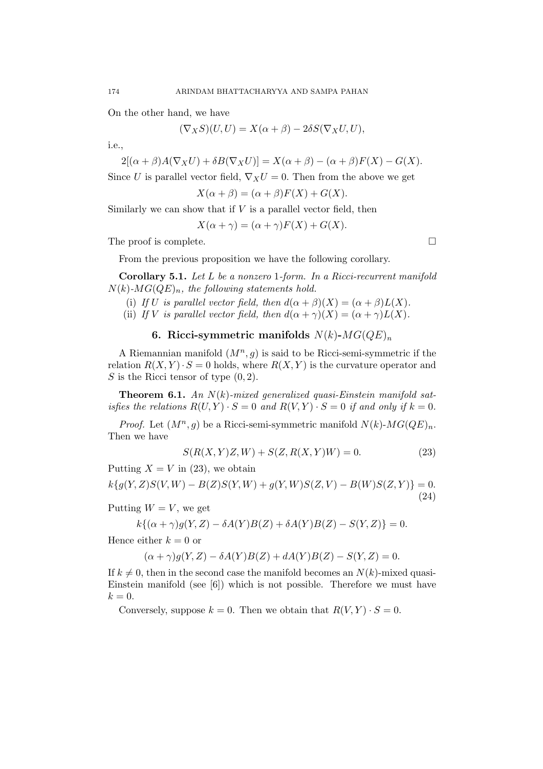On the other hand, we have

$$(\nabla_X S)(U, U) = X(\alpha + \beta) - 2\delta S(\nabla_X U, U),$$

i.e.,

$$2[(\alpha + \beta)A(\nabla_X U) + \delta B(\nabla_X U)] = X(\alpha + \beta) - (\alpha + \beta)F(X) - G(X).$$

Since $U$ is parallel vector field, $\nabla_X U = 0$. Then from the above we get

$$X(\alpha + \beta) = (\alpha + \beta)F(X) + G(X).$$

Similarly we can show that if $V$ is a parallel vector field, then

$$X(\alpha + \gamma) = (\alpha + \gamma)F(X) + G(X).$$

The proof is complete. □

From the previous proposition we have the following corollary.

**Corollary 5.1.** *Let $L$ be a nonzero 1-form. In a Ricci-recurrent manifold $N(k)$-$MG(QE)_n$, the following statements hold.*

(i) *If $U$ is parallel vector field, then $d(\alpha + \beta)(X) = (\alpha + \beta)L(X)$.*

(ii) *If $V$ is parallel vector field, then $d(\alpha + \gamma)(X) = (\alpha + \gamma)L(X)$.*

## 6. Ricci-symmetric manifolds $N(k)$-$MG(QE)_n$

A Riemannian manifold $(M^n, g)$ is said to be Ricci-semi-symmetric if the relation $R(X, Y) \cdot S = 0$ holds, where $R(X, Y)$ is the curvature operator and $S$ is the Ricci tensor of type $(0, 2)$.

**Theorem 6.1.** *An $N(k)$-mixed generalized quasi-Einstein manifold satisfies the relations $R(U, Y) \cdot S = 0$ and $R(V, Y) \cdot S = 0$ if and only if $k = 0$.*

*Proof.* Let $(M^n, g)$ be a Ricci-semi-symmetric manifold $N(k)$-$MG(QE)_n$. Then we have

$$S(R(X, Y)Z, W) + S(Z, R(X, Y)W) = 0. \tag{23}$$

Putting $X = V$ in (23), we obtain

$$k\{g(Y, Z)S(V, W) - B(Z)S(Y, W) + g(Y, W)S(Z, V) - B(W)S(Z, Y)\} = 0. \tag{24}$$

Putting $W = V$, we get

$$k\{(\alpha + \gamma)g(Y, Z) - \delta A(Y)B(Z) + \delta A(Y)B(Z) - S(Y, Z)\} = 0.$$

Hence either $k = 0$ or

$$(\alpha + \gamma)g(Y, Z) - \delta A(Y)B(Z) + dA(Y)B(Z) - S(Y, Z) = 0.$$

If $k \neq 0$, then in the second case the manifold becomes an $N(k)$-mixed quasi-Einstein manifold (see [6]) which is not possible. Therefore we must have $k = 0$.

Conversely, suppose $k = 0$. Then we obtain that $R(V, Y) \cdot S = 0$.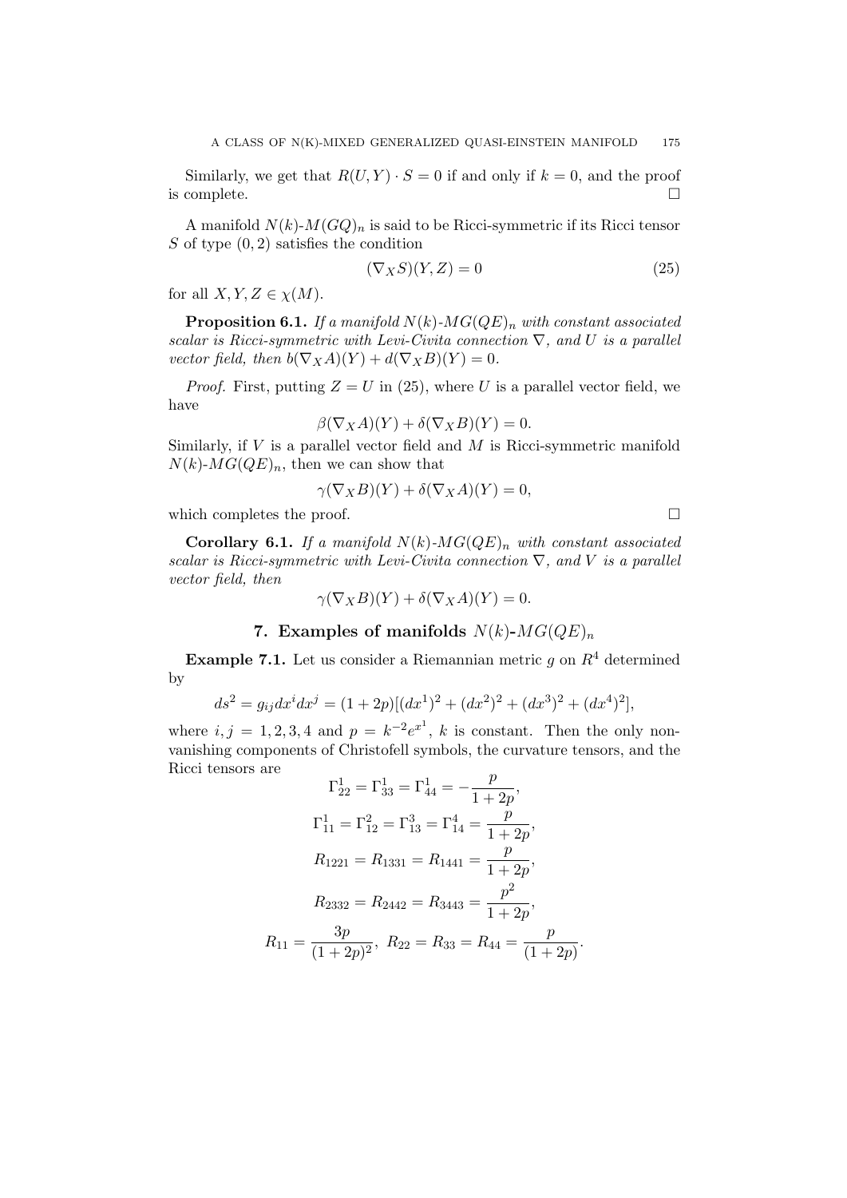Similarly, we get that $R(U, Y) \cdot S = 0$ if and only if $k = 0$, and the proof is complete. $\square$

A manifold $N(k)$-$M(GQ)_n$ is said to be Ricci-symmetric if its Ricci tensor $S$ of type $(0, 2)$ satisfies the condition

$$(\nabla_X S)(Y, Z) = 0 \tag{25}$$

for all $X, Y, Z \in \chi(M)$.

**Proposition 6.1.** *If a manifold $N(k)$-$MG(QE)_n$ with constant associated scalar is Ricci-symmetric with Levi-Civita connection $\nabla$, and $U$ is a parallel vector field, then $b(\nabla_X A)(Y) + d(\nabla_X B)(Y) = 0$.*

*Proof.* First, putting $Z = U$ in (25), where $U$ is a parallel vector field, we have

$$\beta(\nabla_X A)(Y) + \delta(\nabla_X B)(Y) = 0.$$

Similarly, if $V$ is a parallel vector field and $M$ is Ricci-symmetric manifold $N(k)$-$MG(QE)_n$, then we can show that

$$\gamma(\nabla_X B)(Y) + \delta(\nabla_X A)(Y) = 0,$$

which completes the proof. $\square$

**Corollary 6.1.** *If a manifold $N(k)$-$MG(QE)_n$ with constant associated scalar is Ricci-symmetric with Levi-Civita connection $\nabla$, and $V$ is a parallel vector field, then*

$$\gamma(\nabla_X B)(Y) + \delta(\nabla_X A)(Y) = 0.$$

## 7. Examples of manifolds $N(k)$-$MG(QE)_n$

**Example 7.1.** Let us consider a Riemannian metric $g$ on $R^4$ determined by

$$ds^2 = g_{ij}dx^i dx^j = (1 + 2p)[(dx^1)^2 + (dx^2)^2 + (dx^3)^2 + (dx^4)^2],$$

where $i, j = 1, 2, 3, 4$ and $p = k^{-2}e^{x^1}$, $k$ is constant. Then the only non-vanishing components of Christofell symbols, the curvature tensors, and the Ricci tensors are

$$\Gamma^1_{22} = \Gamma^1_{33} = \Gamma^1_{44} = -\frac{p}{1 + 2p},$$

$$\Gamma^1_{11} = \Gamma^2_{12} = \Gamma^3_{13} = \Gamma^4_{14} = \frac{p}{1 + 2p},$$

$$R_{1221} = R_{1331} = R_{1441} = \frac{p}{1 + 2p},$$

$$R_{2332} = R_{2442} = R_{3443} = \frac{p^2}{1 + 2p},$$

$$R_{11} = \frac{3p}{(1 + 2p)^2},\ R_{22} = R_{33} = R_{44} = \frac{p}{(1 + 2p)}.$$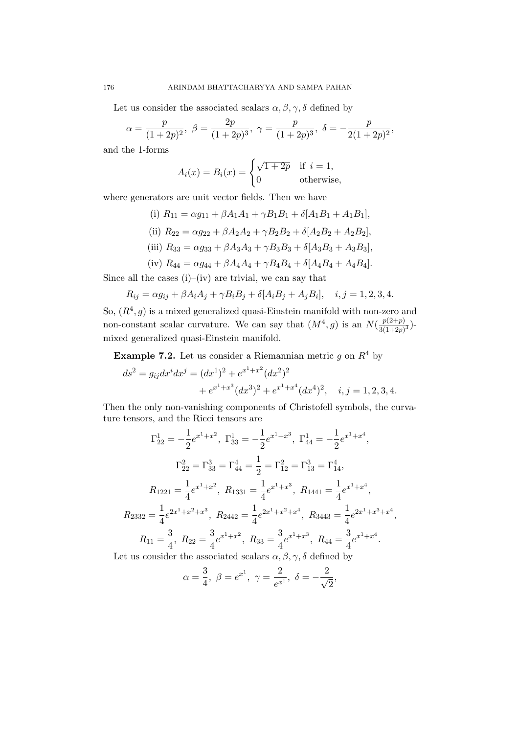Let us consider the associated scalars $\alpha, \beta, \gamma, \delta$ defined by

$$\alpha = \frac{p}{(1+2p)^2},\ \beta = \frac{2p}{(1+2p)^3},\ \gamma = \frac{p}{(1+2p)^3},\ \delta = -\frac{p}{2(1+2p)^2},$$

and the 1-forms

$$A_i(x) = B_i(x) = \begin{cases} \sqrt{1+2p} & \text{if } i = 1, \\ 0 & \text{otherwise,} \end{cases}$$

where generators are unit vector fields. Then we have

(i) $R_{11} = \alpha g_{11} + \beta A_1 A_1 + \gamma B_1 B_1 + \delta[A_1 B_1 + A_1 B_1]$,

(ii) $R_{22} = \alpha g_{22} + \beta A_2 A_2 + \gamma B_2 B_2 + \delta[A_2 B_2 + A_2 B_2]$,

(iii) $R_{33} = \alpha g_{33} + \beta A_3 A_3 + \gamma B_3 B_3 + \delta[A_3 B_3 + A_3 B_3]$,

(iv) $R_{44} = \alpha g_{44} + \beta A_4 A_4 + \gamma B_4 B_4 + \delta[A_4 B_4 + A_4 B_4]$.

Since all the cases (i)–(iv) are trivial, we can say that

$$R_{ij} = \alpha g_{ij} + \beta A_i A_j + \gamma B_i B_j + \delta[A_i B_j + A_j B_i], \quad i, j = 1, 2, 3, 4.$$

So, $(R^4, g)$ is a mixed generalized quasi-Einstein manifold with non-zero and non-constant scalar curvature. We can say that $(M^4, g)$ is an $N(\frac{p(2+p)}{3(1+2p)^3})$-mixed generalized quasi-Einstein manifold.

**Example 7.2.** Let us consider a Riemannian metric $g$ on $R^4$ by

$$ds^2 = g_{ij}dx^i dx^j = (dx^1)^2 + e^{x^1+x^2}(dx^2)^2 + e^{x^1+x^3}(dx^3)^2 + e^{x^1+x^4}(dx^4)^2, \quad i, j = 1, 2, 3, 4.$$

Then the only non-vanishing components of Christofell symbols, the curvature tensors, and the Ricci tensors are

$$\Gamma^1_{22} = -\frac{1}{2}e^{x^1+x^2},\ \Gamma^1_{33} = -\frac{1}{2}e^{x^1+x^3},\ \Gamma^1_{44} = -\frac{1}{2}e^{x^1+x^4},$$

$$\Gamma^2_{22} = \Gamma^3_{33} = \Gamma^4_{44} = \frac{1}{2} = \Gamma^2_{12} = \Gamma^3_{13} = \Gamma^4_{14},$$

$$R_{1221} = \frac{1}{4}e^{x^1+x^2},\ R_{1331} = \frac{1}{4}e^{x^1+x^3},\ R_{1441} = \frac{1}{4}e^{x^1+x^4},$$

$$R_{2332} = \frac{1}{4}e^{2x^1+x^2+x^3},\ R_{2442} = \frac{1}{4}e^{2x^1+x^2+x^4},\ R_{3443} = \frac{1}{4}e^{2x^1+x^3+x^4},$$

$$R_{11} = \frac{3}{4},\ R_{22} = \frac{3}{4}e^{x^1+x^2},\ R_{33} = \frac{3}{4}e^{x^1+x^3},\ R_{44} = \frac{3}{4}e^{x^1+x^4}.$$

Let us consider the associated scalars $\alpha, \beta, \gamma, \delta$ defined by

$$\alpha = \frac{3}{4},\ \beta = e^{x^1},\ \gamma = \frac{2}{e^{x^1}},\ \delta = -\frac{2}{\sqrt{2}},$$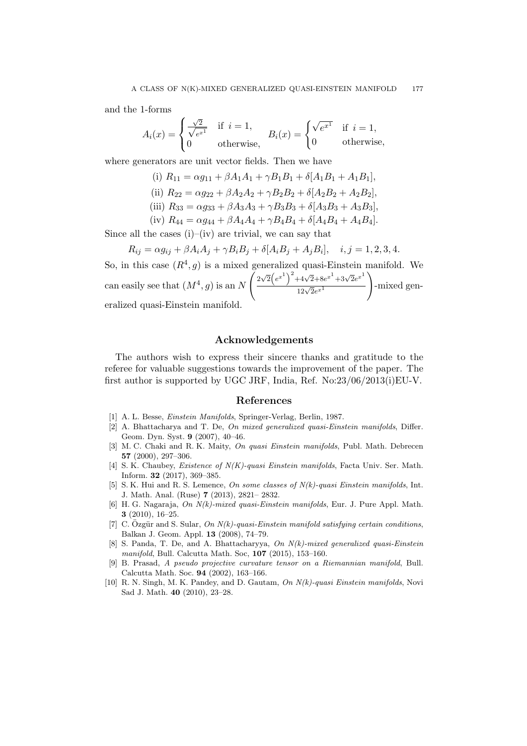and the 1-forms

$$A_i(x) = \begin{cases} \frac{\sqrt{2}}{\sqrt{e^{x^1}}} & \text{if } i = 1, \\ 0 & \text{otherwise,} \end{cases} \quad B_i(x) = \begin{cases} \sqrt{e^{x^1}} & \text{if } i = 1, \\ 0 & \text{otherwise,} \end{cases}$$

where generators are unit vector fields. Then we have

$$\text{(i) } R_{11} = \alpha g_{11} + \beta A_1 A_1 + \gamma B_1 B_1 + \delta[A_1 B_1 + A_1 B_1],$$

$$\text{(ii) } R_{22} = \alpha g_{22} + \beta A_2 A_2 + \gamma B_2 B_2 + \delta[A_2 B_2 + A_2 B_2],$$

$$\text{(iii) } R_{33} = \alpha g_{33} + \beta A_3 A_3 + \gamma B_3 B_3 + \delta[A_3 B_3 + A_3 B_3],$$

$$\text{(iv) } R_{44} = \alpha g_{44} + \beta A_4 A_4 + \gamma B_4 B_4 + \delta[A_4 B_4 + A_4 B_4].$$

Since all the cases (i)–(iv) are trivial, we can say that

$$R_{ij} = \alpha g_{ij} + \beta A_i A_j + \gamma B_i B_j + \delta[A_i B_j + A_j B_i], \quad i, j = 1, 2, 3, 4.$$

So, in this case $(R^4, g)$ is a mixed generalized quasi-Einstein manifold. We can easily see that $(M^4, g)$ is an $N\left(\frac{2\sqrt{2}\left(e^{x^1}\right)^2 + 4\sqrt{2} + 8e^{x^1} + 3\sqrt{2}e^{x^1}}{12\sqrt{2}e^{x^1}}\right)$-mixed generalized quasi-Einstein manifold.

## Acknowledgements

The authors wish to express their sincere thanks and gratitude to the referee for valuable suggestions towards the improvement of the paper. The first author is supported by UGC JRF, India, Ref. No:23/06/2013(i)EU-V.

## References

[1] A. L. Besse, *Einstein Manifolds*, Springer-Verlag, Berlin, 1987.

[2] A. Bhattacharya and T. De, *On mixed generalized quasi-Einstein manifolds*, Differ. Geom. Dyn. Syst. **9** (2007), 40–46.

[3] M. C. Chaki and R. K. Maity, *On quasi Einstein manifolds*, Publ. Math. Debrecen **57** (2000), 297–306.

[4] S. K. Chaubey, *Existence of N(K)-quasi Einstein manifolds*, Facta Univ. Ser. Math. Inform. **32** (2017), 369–385.

[5] S. K. Hui and R. S. Lemence, *On some classes of N(k)-quasi Einstein manifolds*, Int. J. Math. Anal. (Ruse) **7** (2013), 2821– 2832.

[6] H. G. Nagaraja, *On N(k)-mixed quasi-Einstein manifolds*, Eur. J. Pure Appl. Math. **3** (2010), 16–25.

[7] C. Özgür and S. Sular, *On N(k)-quasi-Einstein manifold satisfying certain conditions*, Balkan J. Geom. Appl. **13** (2008), 74–79.

[8] S. Panda, T. De, and A. Bhattacharyya, *On N(k)-mixed generalized quasi-Einstein manifold*, Bull. Calcutta Math. Soc, **107** (2015), 153–160.

[9] B. Prasad, *A pseudo projective curvature tensor on a Riemannian manifold*, Bull. Calcutta Math. Soc. **94** (2002), 163–166.

[10] R. N. Singh, M. K. Pandey, and D. Gautam, *On N(k)-quasi Einstein manifolds*, Novi Sad J. Math. **40** (2010), 23–28.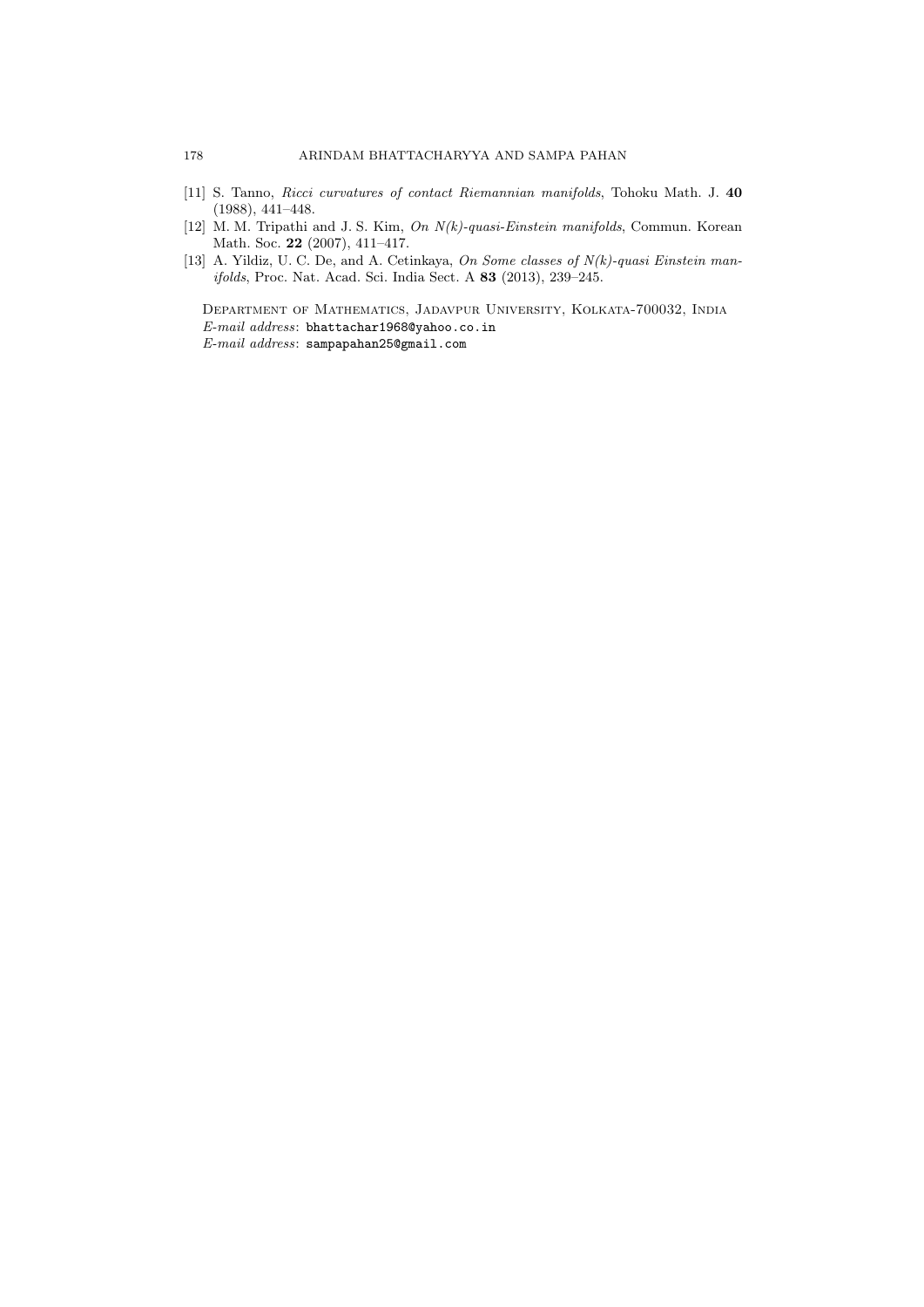[11] S. Tanno, *Ricci curvatures of contact Riemannian manifolds*, Tohoku Math. J. **40** (1988), 441–448.

[12] M. M. Tripathi and J. S. Kim, *On N(k)-quasi-Einstein manifolds*, Commun. Korean Math. Soc. **22** (2007), 411–417.

[13] A. Yildiz, U. C. De, and A. Cetinkaya, *On Some classes of N(k)-quasi Einstein manifolds*, Proc. Nat. Acad. Sci. India Sect. A **83** (2013), 239–245.

Department of Mathematics, Jadavpur University, Kolkata-700032, India
*E-mail address*: `bhattachar1968@yahoo.co.in`
*E-mail address*: `sampapahan25@gmail.com`